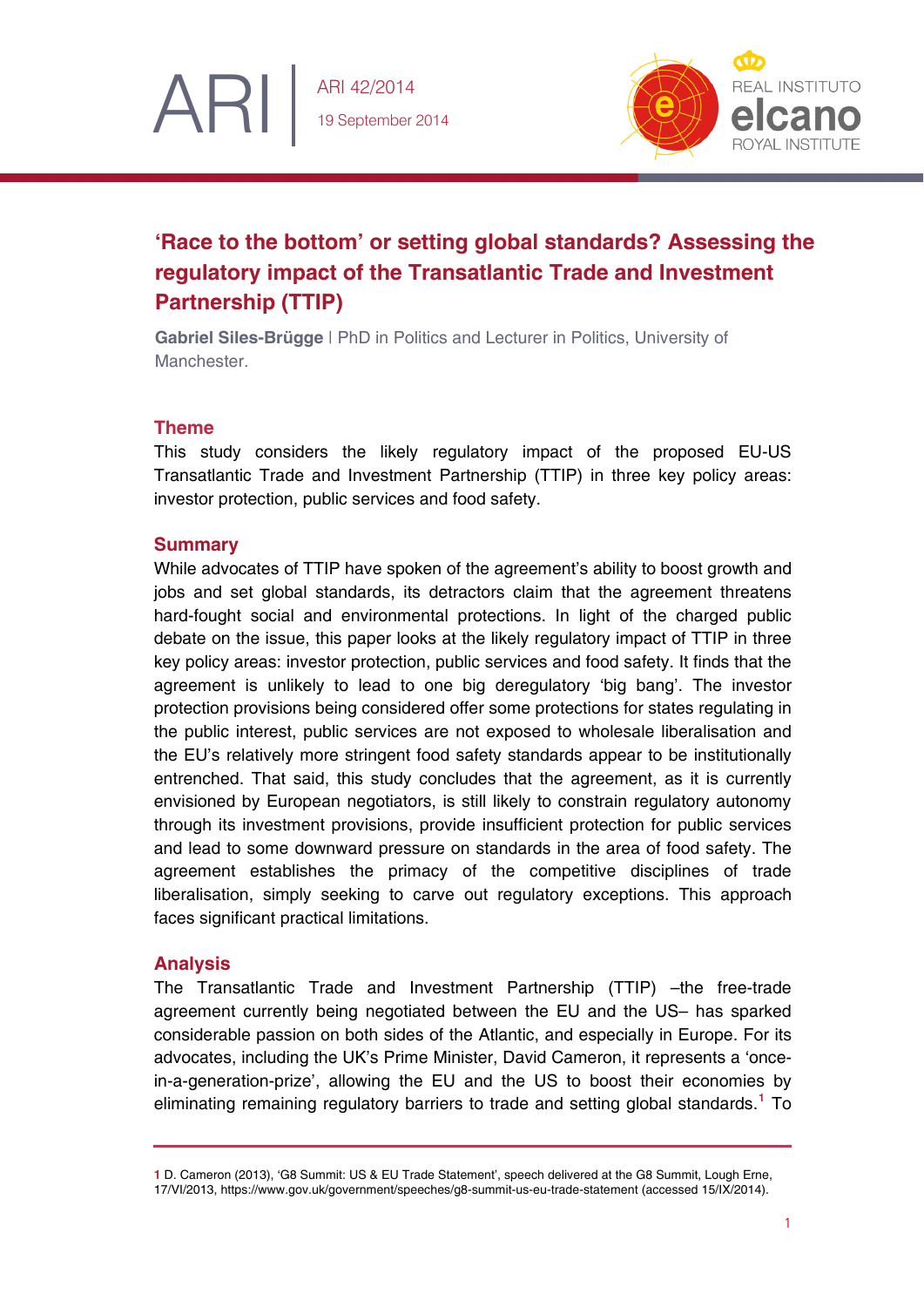ARI 42/2014
19 September 2014

# 'Race to the bottom' or setting global standards? Assessing the regulatory impact of the Transatlantic Trade and Investment Partnership (TTIP)

**Gabriel Siles-Brügge** | PhD in Politics and Lecturer in Politics, University of Manchester.

## Theme

This study considers the likely regulatory impact of the proposed EU-US Transatlantic Trade and Investment Partnership (TTIP) in three key policy areas: investor protection, public services and food safety.

## Summary

While advocates of TTIP have spoken of the agreement's ability to boost growth and jobs and set global standards, its detractors claim that the agreement threatens hard-fought social and environmental protections. In light of the charged public debate on the issue, this paper looks at the likely regulatory impact of TTIP in three key policy areas: investor protection, public services and food safety. It finds that the agreement is unlikely to lead to one big deregulatory 'big bang'. The investor protection provisions being considered offer some protections for states regulating in the public interest, public services are not exposed to wholesale liberalisation and the EU's relatively more stringent food safety standards appear to be institutionally entrenched. That said, this study concludes that the agreement, as it is currently envisioned by European negotiators, is still likely to constrain regulatory autonomy through its investment provisions, provide insufficient protection for public services and lead to some downward pressure on standards in the area of food safety. The agreement establishes the primacy of the competitive disciplines of trade liberalisation, simply seeking to carve out regulatory exceptions. This approach faces significant practical limitations.

## Analysis

The Transatlantic Trade and Investment Partnership (TTIP) –the free-trade agreement currently being negotiated between the EU and the US– has sparked considerable passion on both sides of the Atlantic, and especially in Europe. For its advocates, including the UK's Prime Minister, David Cameron, it represents a 'once-in-a-generation-prize', allowing the EU and the US to boost their economies by eliminating remaining regulatory barriers to trade and setting global standards.[1] To

[1] D. Cameron (2013), 'G8 Summit: US & EU Trade Statement', speech delivered at the G8 Summit, Lough Erne, 17/VI/2013, https://www.gov.uk/government/speeches/g8-summit-us-eu-trade-statement (accessed 15/IX/2014).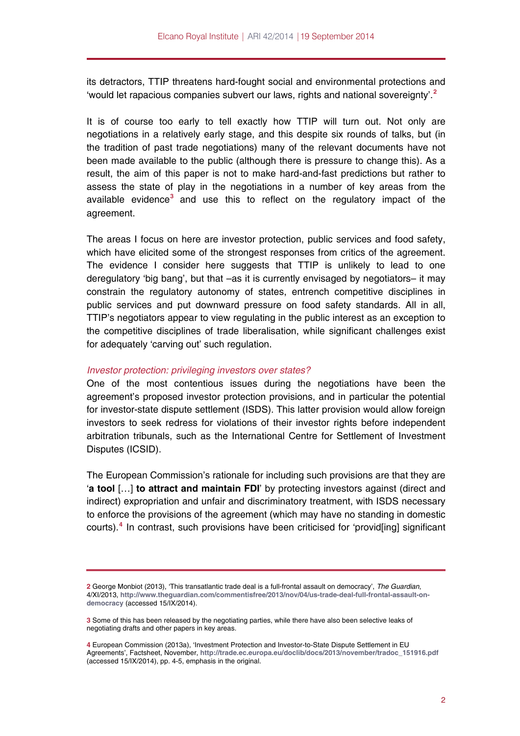its detractors, TTIP threatens hard-fought social and environmental protections and 'would let rapacious companies subvert our laws, rights and national sovereignty'.[2]

It is of course too early to tell exactly how TTIP will turn out. Not only are negotiations in a relatively early stage, and this despite six rounds of talks, but (in the tradition of past trade negotiations) many of the relevant documents have not been made available to the public (although there is pressure to change this). As a result, the aim of this paper is not to make hard-and-fast predictions but rather to assess the state of play in the negotiations in a number of key areas from the available evidence[3] and use this to reflect on the regulatory impact of the agreement.

The areas I focus on here are investor protection, public services and food safety, which have elicited some of the strongest responses from critics of the agreement. The evidence I consider here suggests that TTIP is unlikely to lead to one deregulatory 'big bang', but that –as it is currently envisaged by negotiators– it may constrain the regulatory autonomy of states, entrench competitive disciplines in public services and put downward pressure on food safety standards. All in all, TTIP's negotiators appear to view regulating in the public interest as an exception to the competitive disciplines of trade liberalisation, while significant challenges exist for adequately 'carving out' such regulation.

### *Investor protection: privileging investors over states?*

One of the most contentious issues during the negotiations have been the agreement's proposed investor protection provisions, and in particular the potential for investor-state dispute settlement (ISDS). This latter provision would allow foreign investors to seek redress for violations of their investor rights before independent arbitration tribunals, such as the International Centre for Settlement of Investment Disputes (ICSID).

The European Commission's rationale for including such provisions are that they are '**a tool** […] **to attract and maintain FDI**' by protecting investors against (direct and indirect) expropriation and unfair and discriminatory treatment, with ISDS necessary to enforce the provisions of the agreement (which may have no standing in domestic courts).[4] In contrast, such provisions have been criticised for 'provid[ing] significant

---

2 George Monbiot (2013), 'This transatlantic trade deal is a full-frontal assault on democracy', *The Guardian*, 4/XI/2013, **http://www.theguardian.com/commentisfree/2013/nov/04/us-trade-deal-full-frontal-assault-on-democracy** (accessed 15/IX/2014).

3 Some of this has been released by the negotiating parties, while there have also been selective leaks of negotiating drafts and other papers in key areas.

4 European Commission (2013a), 'Investment Protection and Investor-to-State Dispute Settlement in EU Agreements', Factsheet, November, **http://trade.ec.europa.eu/doclib/docs/2013/november/tradoc_151916.pdf** (accessed 15/IX/2014), pp. 4-5, emphasis in the original.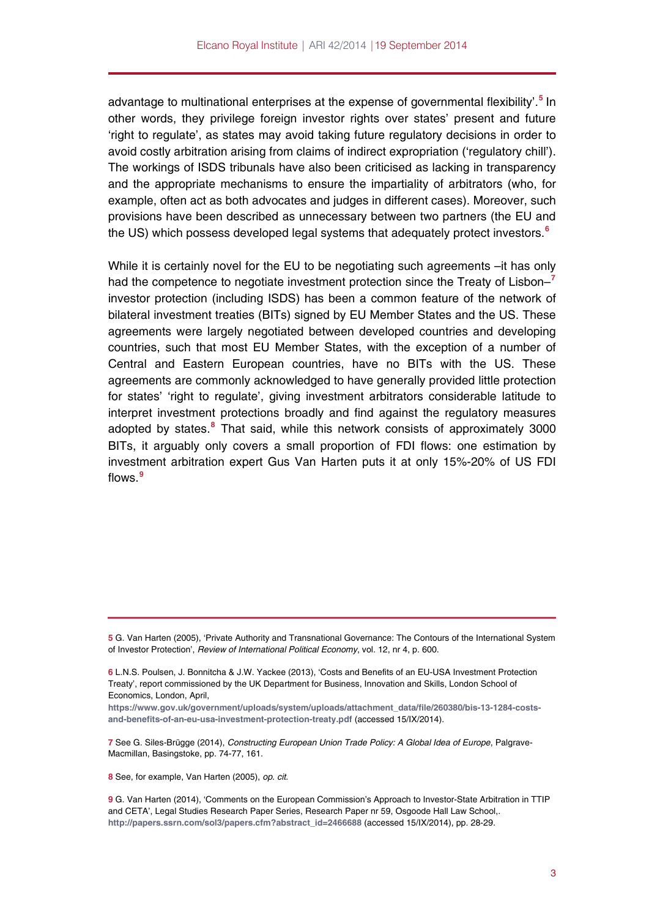advantage to multinational enterprises at the expense of governmental flexibility'.[5] In other words, they privilege foreign investor rights over states' present and future 'right to regulate', as states may avoid taking future regulatory decisions in order to avoid costly arbitration arising from claims of indirect expropriation ('regulatory chill'). The workings of ISDS tribunals have also been criticised as lacking in transparency and the appropriate mechanisms to ensure the impartiality of arbitrators (who, for example, often act as both advocates and judges in different cases). Moreover, such provisions have been described as unnecessary between two partners (the EU and the US) which possess developed legal systems that adequately protect investors.[6]

While it is certainly novel for the EU to be negotiating such agreements –it has only had the competence to negotiate investment protection since the Treaty of Lisbon–[7] investor protection (including ISDS) has been a common feature of the network of bilateral investment treaties (BITs) signed by EU Member States and the US. These agreements were largely negotiated between developed countries and developing countries, such that most EU Member States, with the exception of a number of Central and Eastern European countries, have no BITs with the US. These agreements are commonly acknowledged to have generally provided little protection for states' 'right to regulate', giving investment arbitrators considerable latitude to interpret investment protections broadly and find against the regulatory measures adopted by states.[8] That said, while this network consists of approximately 3000 BITs, it arguably only covers a small proportion of FDI flows: one estimation by investment arbitration expert Gus Van Harten puts it at only 15%-20% of US FDI flows.[9]

---

**5** G. Van Harten (2005), 'Private Authority and Transnational Governance: The Contours of the International System of Investor Protection', *Review of International Political Economy*, vol. 12, nr 4, p. 600.

**6** L.N.S. Poulsen, J. Bonnitcha & J.W. Yackee (2013), 'Costs and Benefits of an EU-USA Investment Protection Treaty', report commissioned by the UK Department for Business, Innovation and Skills, London School of Economics, London, April, **https://www.gov.uk/government/uploads/system/uploads/attachment_data/file/260380/bis-13-1284-costs-and-benefits-of-an-eu-usa-investment-protection-treaty.pdf** (accessed 15/IX/2014).

**7** See G. Siles-Brügge (2014), *Constructing European Union Trade Policy: A Global Idea of Europe*, Palgrave-Macmillan, Basingstoke, pp. 74-77, 161.

**8** See, for example, Van Harten (2005), *op. cit.*

**9** G. Van Harten (2014), 'Comments on the European Commission's Approach to Investor-State Arbitration in TTIP and CETA', Legal Studies Research Paper Series, Research Paper nr 59, Osgoode Hall Law School,. **http://papers.ssrn.com/sol3/papers.cfm?abstract_id=2466688** (accessed 15/IX/2014), pp. 28-29.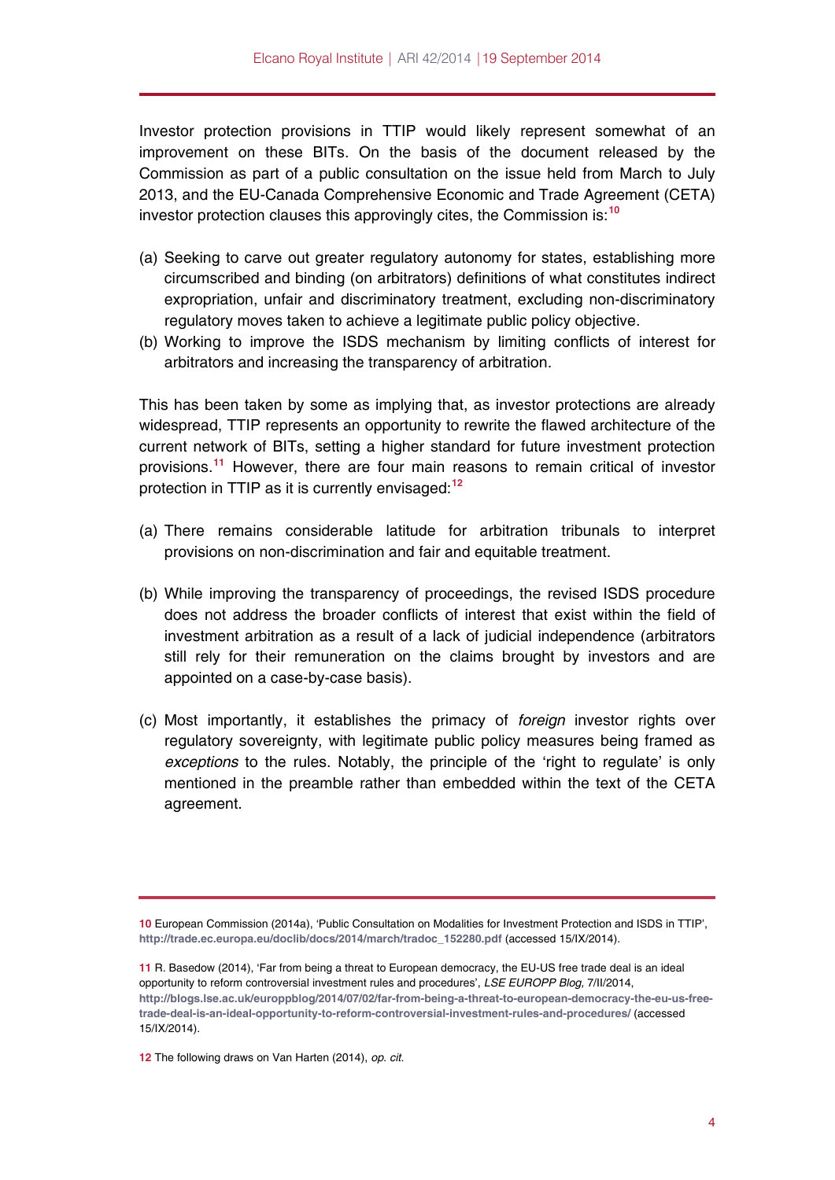Investor protection provisions in TTIP would likely represent somewhat of an improvement on these BITs. On the basis of the document released by the Commission as part of a public consultation on the issue held from March to July 2013, and the EU-Canada Comprehensive Economic and Trade Agreement (CETA) investor protection clauses this approvingly cites, the Commission is:[10]

(a) Seeking to carve out greater regulatory autonomy for states, establishing more circumscribed and binding (on arbitrators) definitions of what constitutes indirect expropriation, unfair and discriminatory treatment, excluding non-discriminatory regulatory moves taken to achieve a legitimate public policy objective.
(b) Working to improve the ISDS mechanism by limiting conflicts of interest for arbitrators and increasing the transparency of arbitration.

This has been taken by some as implying that, as investor protections are already widespread, TTIP represents an opportunity to rewrite the flawed architecture of the current network of BITs, setting a higher standard for future investment protection provisions.[11] However, there are four main reasons to remain critical of investor protection in TTIP as it is currently envisaged:[12]

(a) There remains considerable latitude for arbitration tribunals to interpret provisions on non-discrimination and fair and equitable treatment.

(b) While improving the transparency of proceedings, the revised ISDS procedure does not address the broader conflicts of interest that exist within the field of investment arbitration as a result of a lack of judicial independence (arbitrators still rely for their remuneration on the claims brought by investors and are appointed on a case-by-case basis).

(c) Most importantly, it establishes the primacy of *foreign* investor rights over regulatory sovereignty, with legitimate public policy measures being framed as *exceptions* to the rules. Notably, the principle of the 'right to regulate' is only mentioned in the preamble rather than embedded within the text of the CETA agreement.

---

10 European Commission (2014a), 'Public Consultation on Modalities for Investment Protection and ISDS in TTIP', **http://trade.ec.europa.eu/doclib/docs/2014/march/tradoc_152280.pdf** (accessed 15/IX/2014).

11 R. Basedow (2014), 'Far from being a threat to European democracy, the EU-US free trade deal is an ideal opportunity to reform controversial investment rules and procedures', *LSE EUROPP Blog,* 7/II/2014, **http://blogs.lse.ac.uk/europpblog/2014/07/02/far-from-being-a-threat-to-european-democracy-the-eu-us-free-trade-deal-is-an-ideal-opportunity-to-reform-controversial-investment-rules-and-procedures/** (accessed 15/IX/2014).

12 The following draws on Van Harten (2014), *op. cit.*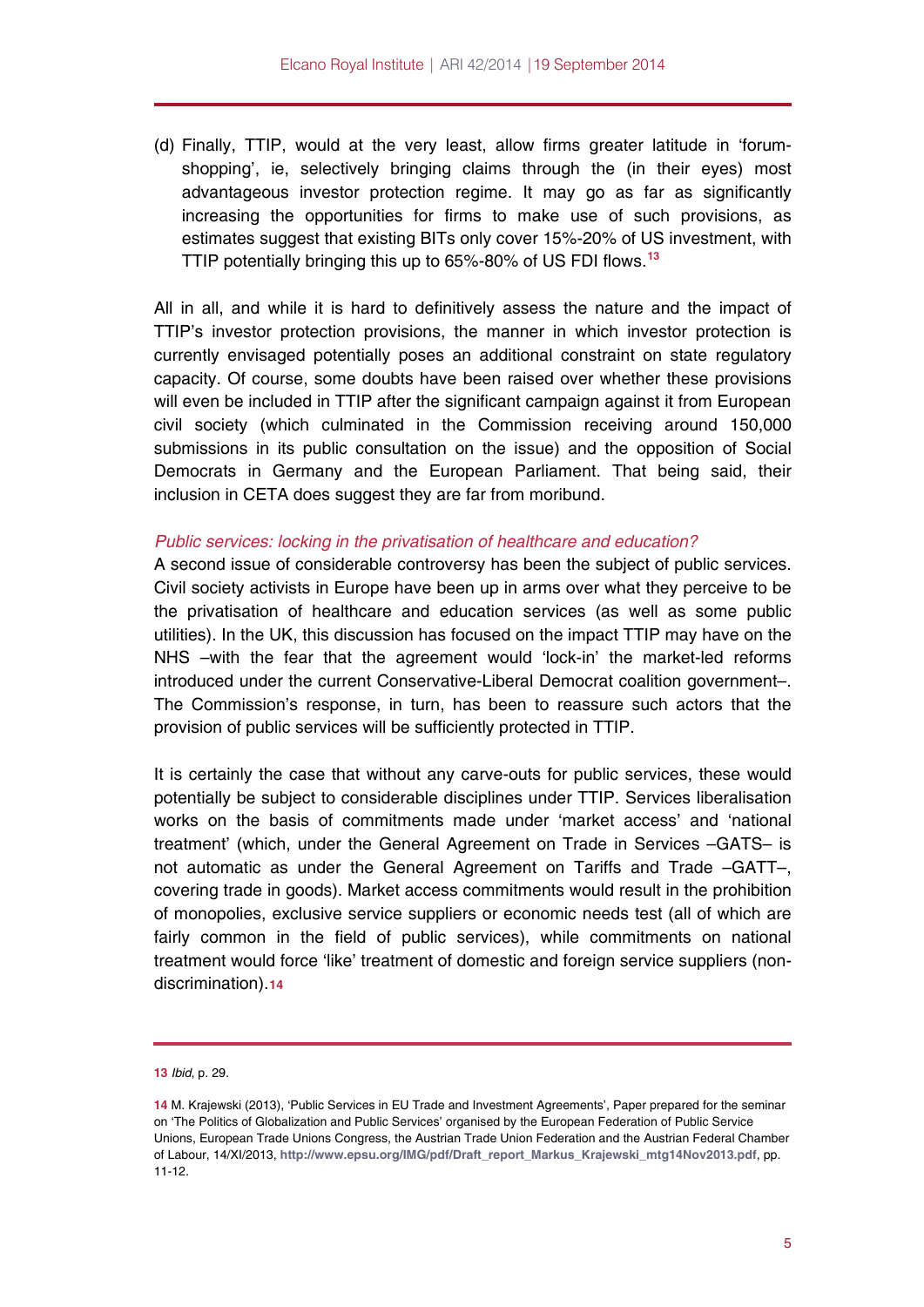(d) Finally, TTIP, would at the very least, allow firms greater latitude in 'forum-shopping', ie, selectively bringing claims through the (in their eyes) most advantageous investor protection regime. It may go as far as significantly increasing the opportunities for firms to make use of such provisions, as estimates suggest that existing BITs only cover 15%-20% of US investment, with TTIP potentially bringing this up to 65%-80% of US FDI flows.[13]

All in all, and while it is hard to definitively assess the nature and the impact of TTIP's investor protection provisions, the manner in which investor protection is currently envisaged potentially poses an additional constraint on state regulatory capacity. Of course, some doubts have been raised over whether these provisions will even be included in TTIP after the significant campaign against it from European civil society (which culminated in the Commission receiving around 150,000 submissions in its public consultation on the issue) and the opposition of Social Democrats in Germany and the European Parliament. That being said, their inclusion in CETA does suggest they are far from moribund.

*Public services: locking in the privatisation of healthcare and education?*

A second issue of considerable controversy has been the subject of public services. Civil society activists in Europe have been up in arms over what they perceive to be the privatisation of healthcare and education services (as well as some public utilities). In the UK, this discussion has focused on the impact TTIP may have on the NHS –with the fear that the agreement would 'lock-in' the market-led reforms introduced under the current Conservative-Liberal Democrat coalition government–. The Commission's response, in turn, has been to reassure such actors that the provision of public services will be sufficiently protected in TTIP.

It is certainly the case that without any carve-outs for public services, these would potentially be subject to considerable disciplines under TTIP. Services liberalisation works on the basis of commitments made under 'market access' and 'national treatment' (which, under the General Agreement on Trade in Services –GATS– is not automatic as under the General Agreement on Tariffs and Trade –GATT–, covering trade in goods). Market access commitments would result in the prohibition of monopolies, exclusive service suppliers or economic needs test (all of which are fairly common in the field of public services), while commitments on national treatment would force 'like' treatment of domestic and foreign service suppliers (non-discrimination).[14]

---

13 *Ibid*, p. 29.

14 M. Krajewski (2013), 'Public Services in EU Trade and Investment Agreements', Paper prepared for the seminar on 'The Politics of Globalization and Public Services' organised by the European Federation of Public Service Unions, European Trade Unions Congress, the Austrian Trade Union Federation and the Austrian Federal Chamber of Labour, 14/XI/2013, http://www.epsu.org/IMG/pdf/Draft_report_Markus_Krajewski_mtg14Nov2013.pdf, pp. 11-12.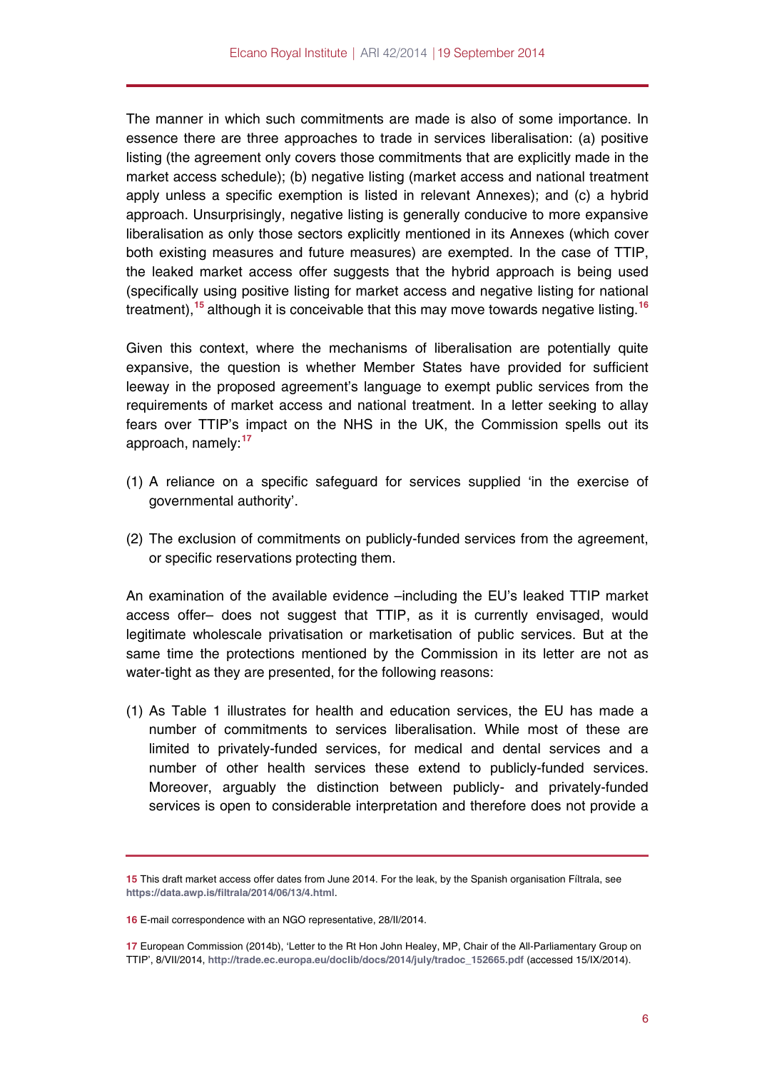The manner in which such commitments are made is also of some importance. In essence there are three approaches to trade in services liberalisation: (a) positive listing (the agreement only covers those commitments that are explicitly made in the market access schedule); (b) negative listing (market access and national treatment apply unless a specific exemption is listed in relevant Annexes); and (c) a hybrid approach. Unsurprisingly, negative listing is generally conducive to more expansive liberalisation as only those sectors explicitly mentioned in its Annexes (which cover both existing measures and future measures) are exempted. In the case of TTIP, the leaked market access offer suggests that the hybrid approach is being used (specifically using positive listing for market access and negative listing for national treatment),[15] although it is conceivable that this may move towards negative listing.[16]

Given this context, where the mechanisms of liberalisation are potentially quite expansive, the question is whether Member States have provided for sufficient leeway in the proposed agreement's language to exempt public services from the requirements of market access and national treatment. In a letter seeking to allay fears over TTIP's impact on the NHS in the UK, the Commission spells out its approach, namely:[17]

(1) A reliance on a specific safeguard for services supplied 'in the exercise of governmental authority'.

(2) The exclusion of commitments on publicly-funded services from the agreement, or specific reservations protecting them.

An examination of the available evidence –including the EU's leaked TTIP market access offer– does not suggest that TTIP, as it is currently envisaged, would legitimate wholescale privatisation or marketisation of public services. But at the same time the protections mentioned by the Commission in its letter are not as water-tight as they are presented, for the following reasons:

(1) As Table 1 illustrates for health and education services, the EU has made a number of commitments to services liberalisation. While most of these are limited to privately-funded services, for medical and dental services and a number of other health services these extend to publicly-funded services. Moreover, arguably the distinction between publicly- and privately-funded services is open to considerable interpretation and therefore does not provide a

---

15 This draft market access offer dates from June 2014. For the leak, by the Spanish organisation Fíltrala, see **https://data.awp.is/filtrala/2014/06/13/4.html**.

16 E-mail correspondence with an NGO representative, 28/II/2014.

17 European Commission (2014b), 'Letter to the Rt Hon John Healey, MP, Chair of the All-Parliamentary Group on TTIP', 8/VII/2014, **http://trade.ec.europa.eu/doclib/docs/2014/july/tradoc_152665.pdf** (accessed 15/IX/2014).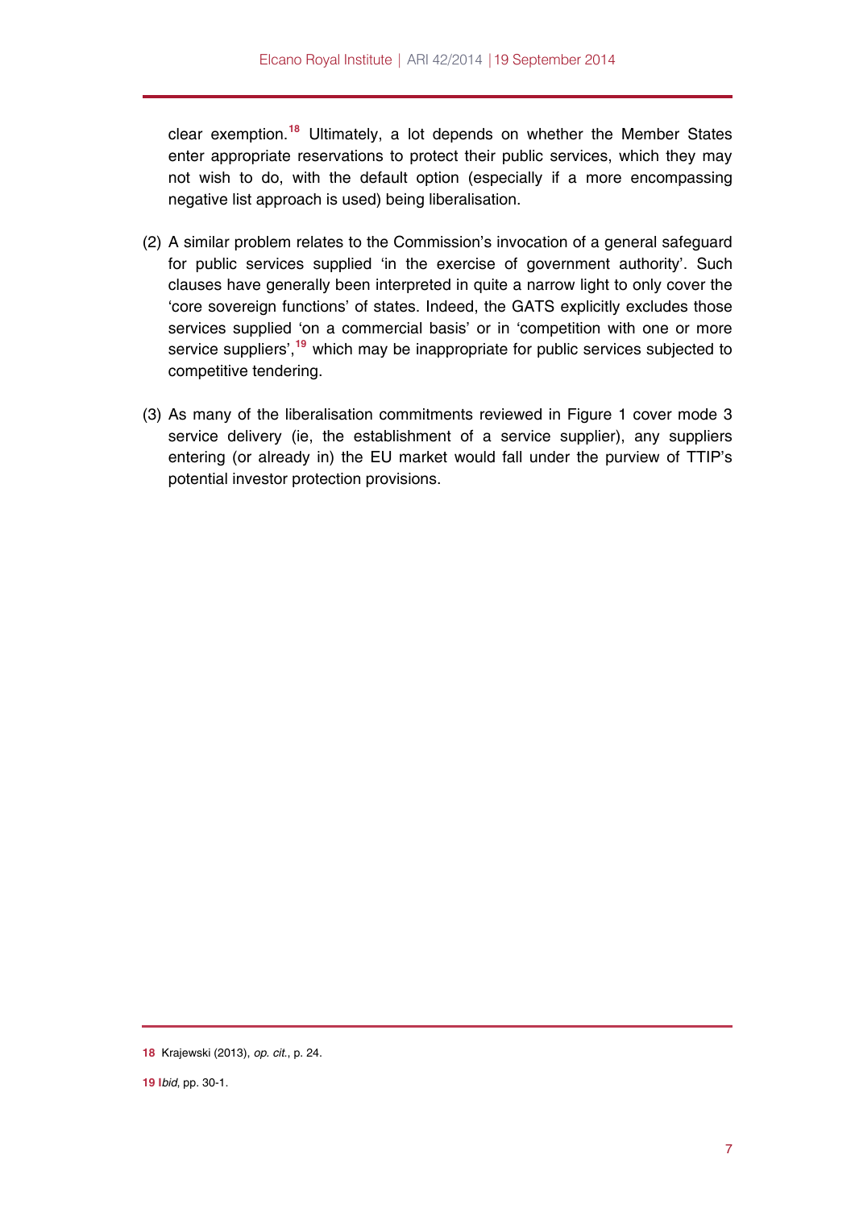clear exemption.[18] Ultimately, a lot depends on whether the Member States enter appropriate reservations to protect their public services, which they may not wish to do, with the default option (especially if a more encompassing negative list approach is used) being liberalisation.

(2) A similar problem relates to the Commission's invocation of a general safeguard for public services supplied 'in the exercise of government authority'. Such clauses have generally been interpreted in quite a narrow light to only cover the 'core sovereign functions' of states. Indeed, the GATS explicitly excludes those services supplied 'on a commercial basis' or in 'competition with one or more service suppliers',[19] which may be inappropriate for public services subjected to competitive tendering.

(3) As many of the liberalisation commitments reviewed in Figure 1 cover mode 3 service delivery (ie, the establishment of a service supplier), any suppliers entering (or already in) the EU market would fall under the purview of TTIP's potential investor protection provisions.

---

18 Krajewski (2013), *op. cit.*, p. 24.

19 *Ibid*, pp. 30-1.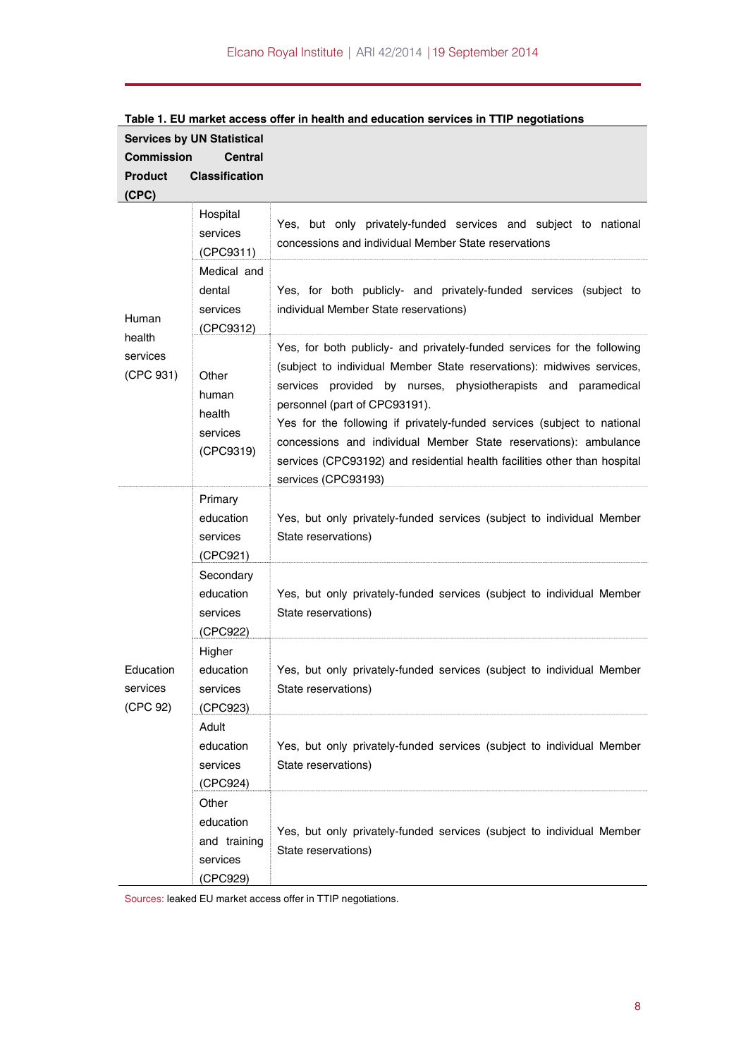**Table 1. EU market access offer in health and education services in TTIP negotiations**

| Services by UN Statistical Commission Central Product Classification (CPC) | | |
|---|---|---|
| Human health services (CPC 931) | Hospital services (CPC9311) | Yes, but only privately-funded services and subject to national concessions and individual Member State reservations |
| | Medical and dental services (CPC9312) | Yes, for both publicly- and privately-funded services (subject to individual Member State reservations) |
| | Other human health services (CPC9319) | Yes, for both publicly- and privately-funded services for the following (subject to individual Member State reservations): midwives services, services provided by nurses, physiotherapists and paramedical personnel (part of CPC93191). Yes for the following if privately-funded services (subject to national concessions and individual Member State reservations): ambulance services (CPC93192) and residential health facilities other than hospital services (CPC93193) |
| Education services (CPC 92) | Primary education services (CPC921) | Yes, but only privately-funded services (subject to individual Member State reservations) |
| | Secondary education services (CPC922) | Yes, but only privately-funded services (subject to individual Member State reservations) |
| | Higher education services (CPC923) | Yes, but only privately-funded services (subject to individual Member State reservations) |
| | Adult education services (CPC924) | Yes, but only privately-funded services (subject to individual Member State reservations) |
| | Other education and training services (CPC929) | Yes, but only privately-funded services (subject to individual Member State reservations) |

Sources: leaked EU market access offer in TTIP negotiations.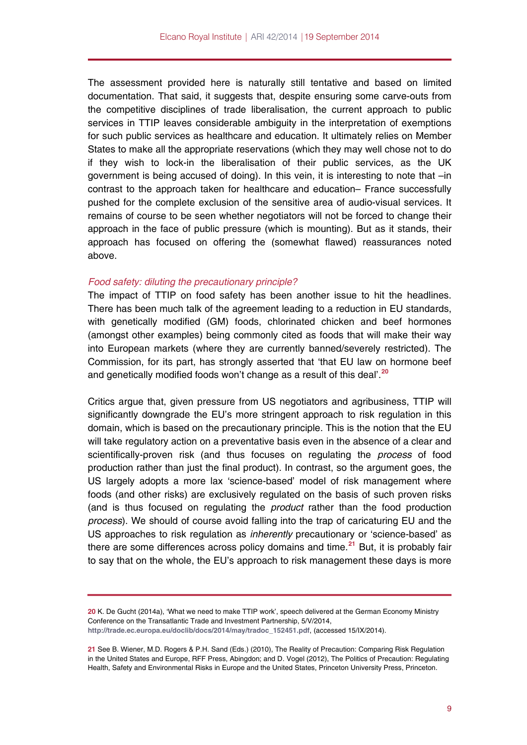The assessment provided here is naturally still tentative and based on limited documentation. That said, it suggests that, despite ensuring some carve-outs from the competitive disciplines of trade liberalisation, the current approach to public services in TTIP leaves considerable ambiguity in the interpretation of exemptions for such public services as healthcare and education. It ultimately relies on Member States to make all the appropriate reservations (which they may well chose not to do if they wish to lock-in the liberalisation of their public services, as the UK government is being accused of doing). In this vein, it is interesting to note that –in contrast to the approach taken for healthcare and education– France successfully pushed for the complete exclusion of the sensitive area of audio-visual services. It remains of course to be seen whether negotiators will not be forced to change their approach in the face of public pressure (which is mounting). But as it stands, their approach has focused on offering the (somewhat flawed) reassurances noted above.

### *Food safety: diluting the precautionary principle?*

The impact of TTIP on food safety has been another issue to hit the headlines. There has been much talk of the agreement leading to a reduction in EU standards, with genetically modified (GM) foods, chlorinated chicken and beef hormones (amongst other examples) being commonly cited as foods that will make their way into European markets (where they are currently banned/severely restricted). The Commission, for its part, has strongly asserted that 'that EU law on hormone beef and genetically modified foods won't change as a result of this deal'.[20]

Critics argue that, given pressure from US negotiators and agribusiness, TTIP will significantly downgrade the EU's more stringent approach to risk regulation in this domain, which is based on the precautionary principle. This is the notion that the EU will take regulatory action on a preventative basis even in the absence of a clear and scientifically-proven risk (and thus focuses on regulating the *process* of food production rather than just the final product). In contrast, so the argument goes, the US largely adopts a more lax 'science-based' model of risk management where foods (and other risks) are exclusively regulated on the basis of such proven risks (and is thus focused on regulating the *product* rather than the food production *process*). We should of course avoid falling into the trap of caricaturing EU and the US approaches to risk regulation as *inherently* precautionary or 'science-based' as there are some differences across policy domains and time.[21] But, it is probably fair to say that on the whole, the EU's approach to risk management these days is more

---

**20** K. De Gucht (2014a), 'What we need to make TTIP work', speech delivered at the German Economy Ministry Conference on the Transatlantic Trade and Investment Partnership, 5/V/2014, **http://trade.ec.europa.eu/doclib/docs/2014/may/tradoc_152451.pdf**, (accessed 15/IX/2014).

**21** See B. Wiener, M.D. Rogers & P.H. Sand (Eds.) (2010), The Reality of Precaution: Comparing Risk Regulation in the United States and Europe, RFF Press, Abingdon; and D. Vogel (2012), The Politics of Precaution: Regulating Health, Safety and Environmental Risks in Europe and the United States, Princeton University Press, Princeton.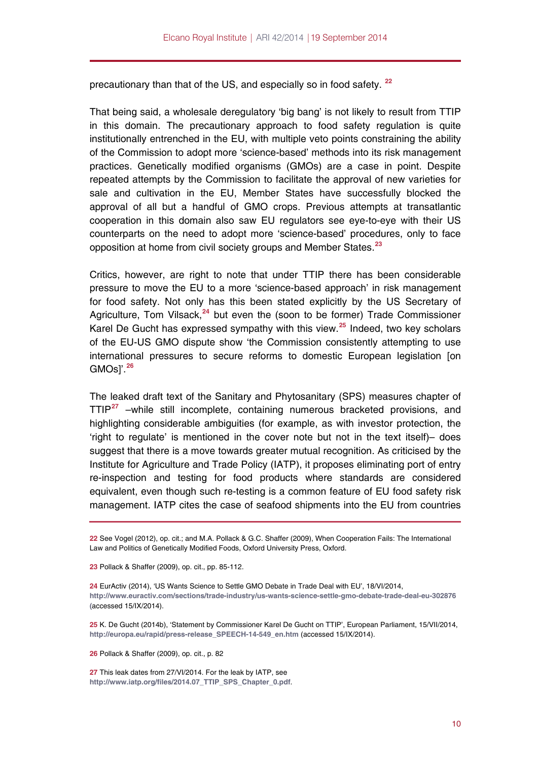precautionary than that of the US, and especially so in food safety. [22]

That being said, a wholesale deregulatory 'big bang' is not likely to result from TTIP in this domain. The precautionary approach to food safety regulation is quite institutionally entrenched in the EU, with multiple veto points constraining the ability of the Commission to adopt more 'science-based' methods into its risk management practices. Genetically modified organisms (GMOs) are a case in point. Despite repeated attempts by the Commission to facilitate the approval of new varieties for sale and cultivation in the EU, Member States have successfully blocked the approval of all but a handful of GMO crops. Previous attempts at transatlantic cooperation in this domain also saw EU regulators see eye-to-eye with their US counterparts on the need to adopt more 'science-based' procedures, only to face opposition at home from civil society groups and Member States.[23]

Critics, however, are right to note that under TTIP there has been considerable pressure to move the EU to a more 'science-based approach' in risk management for food safety. Not only has this been stated explicitly by the US Secretary of Agriculture, Tom Vilsack,[24] but even the (soon to be former) Trade Commissioner Karel De Gucht has expressed sympathy with this view.[25] Indeed, two key scholars of the EU-US GMO dispute show 'the Commission consistently attempting to use international pressures to secure reforms to domestic European legislation [on GMOs]'.[26]

The leaked draft text of the Sanitary and Phytosanitary (SPS) measures chapter of TTIP[27] –while still incomplete, containing numerous bracketed provisions, and highlighting considerable ambiguities (for example, as with investor protection, the 'right to regulate' is mentioned in the cover note but not in the text itself)– does suggest that there is a move towards greater mutual recognition. As criticised by the Institute for Agriculture and Trade Policy (IATP), it proposes eliminating port of entry re-inspection and testing for food products where standards are considered equivalent, even though such re-testing is a common feature of EU food safety risk management. IATP cites the case of seafood shipments into the EU from countries

---

22 See Vogel (2012), op. cit.; and M.A. Pollack & G.C. Shaffer (2009), When Cooperation Fails: The International Law and Politics of Genetically Modified Foods, Oxford University Press, Oxford.

23 Pollack & Shaffer (2009), op. cit., pp. 85-112.

24 EurActiv (2014), 'US Wants Science to Settle GMO Debate in Trade Deal with EU', 18/VI/2014, http://www.euractiv.com/sections/trade-industry/us-wants-science-settle-gmo-debate-trade-deal-eu-302876 (accessed 15/IX/2014).

25 K. De Gucht (2014b), 'Statement by Commissioner Karel De Gucht on TTIP', European Parliament, 15/VII/2014, http://europa.eu/rapid/press-release_SPEECH-14-549_en.htm (accessed 15/IX/2014).

26 Pollack & Shaffer (2009), op. cit., p. 82

27 This leak dates from 27/VI/2014. For the leak by IATP, see http://www.iatp.org/files/2014.07_TTIP_SPS_Chapter_0.pdf.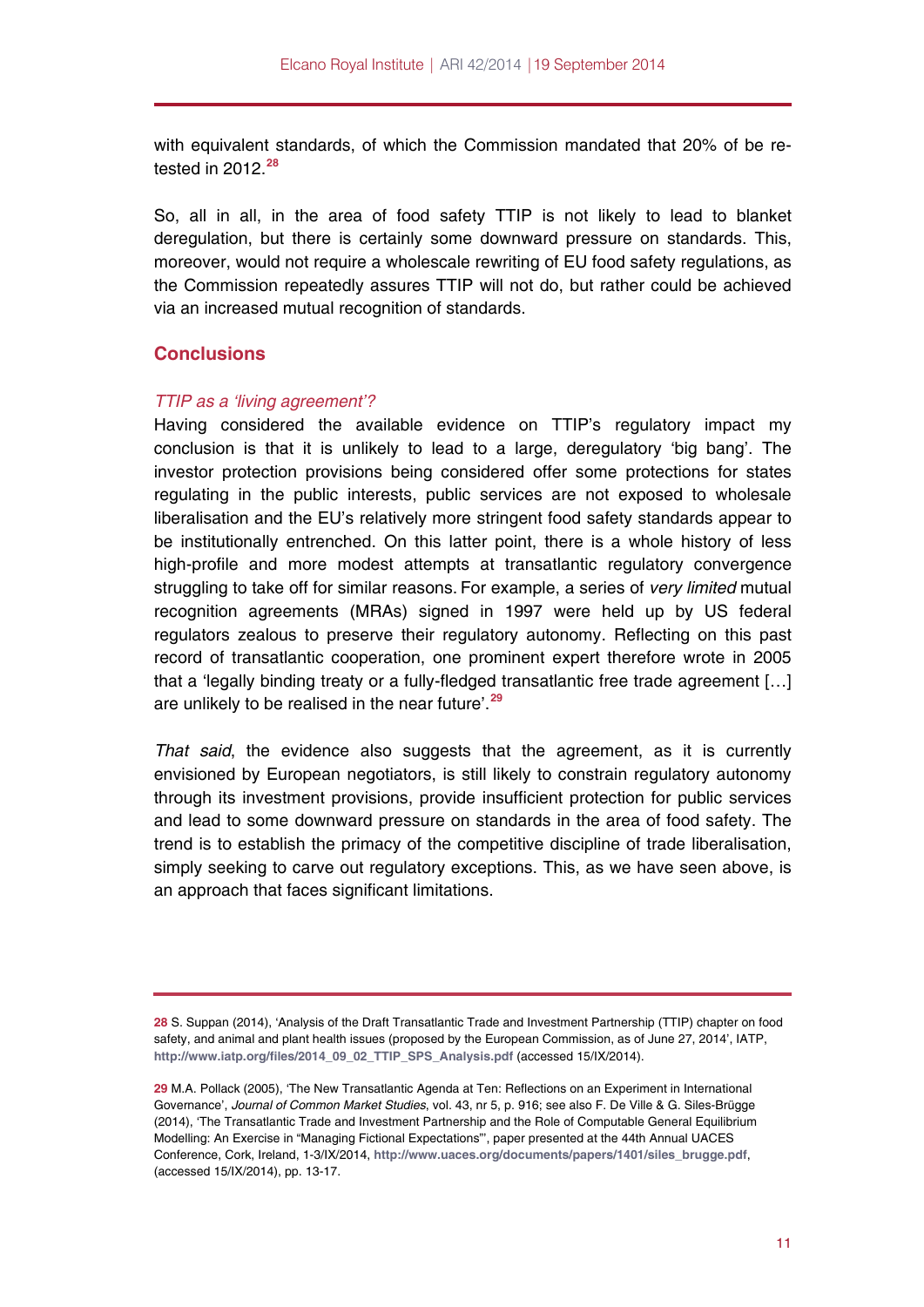with equivalent standards, of which the Commission mandated that 20% of be re-tested in 2012.[28]

So, all in all, in the area of food safety TTIP is not likely to lead to blanket deregulation, but there is certainly some downward pressure on standards. This, moreover, would not require a wholescale rewriting of EU food safety regulations, as the Commission repeatedly assures TTIP will not do, but rather could be achieved via an increased mutual recognition of standards.

## Conclusions

### *TTIP as a 'living agreement'?*

Having considered the available evidence on TTIP's regulatory impact my conclusion is that it is unlikely to lead to a large, deregulatory 'big bang'. The investor protection provisions being considered offer some protections for states regulating in the public interests, public services are not exposed to wholesale liberalisation and the EU's relatively more stringent food safety standards appear to be institutionally entrenched. On this latter point, there is a whole history of less high-profile and more modest attempts at transatlantic regulatory convergence struggling to take off for similar reasons. For example, a series of *very limited* mutual recognition agreements (MRAs) signed in 1997 were held up by US federal regulators zealous to preserve their regulatory autonomy. Reflecting on this past record of transatlantic cooperation, one prominent expert therefore wrote in 2005 that a 'legally binding treaty or a fully-fledged transatlantic free trade agreement […] are unlikely to be realised in the near future'.[29]

*That said*, the evidence also suggests that the agreement, as it is currently envisioned by European negotiators, is still likely to constrain regulatory autonomy through its investment provisions, provide insufficient protection for public services and lead to some downward pressure on standards in the area of food safety. The trend is to establish the primacy of the competitive discipline of trade liberalisation, simply seeking to carve out regulatory exceptions. This, as we have seen above, is an approach that faces significant limitations.

---

28 S. Suppan (2014), 'Analysis of the Draft Transatlantic Trade and Investment Partnership (TTIP) chapter on food safety, and animal and plant health issues (proposed by the European Commission, as of June 27, 2014', IATP, **http://www.iatp.org/files/2014_09_02_TTIP_SPS_Analysis.pdf** (accessed 15/IX/2014).

29 M.A. Pollack (2005), 'The New Transatlantic Agenda at Ten: Reflections on an Experiment in International Governance', *Journal of Common Market Studies*, vol. 43, nr 5, p. 916; see also F. De Ville & G. Siles-Brügge (2014), 'The Transatlantic Trade and Investment Partnership and the Role of Computable General Equilibrium Modelling: An Exercise in "Managing Fictional Expectations"', paper presented at the 44th Annual UACES Conference, Cork, Ireland, 1-3/IX/2014, **http://www.uaces.org/documents/papers/1401/siles_brugge.pdf**, (accessed 15/IX/2014), pp. 13-17.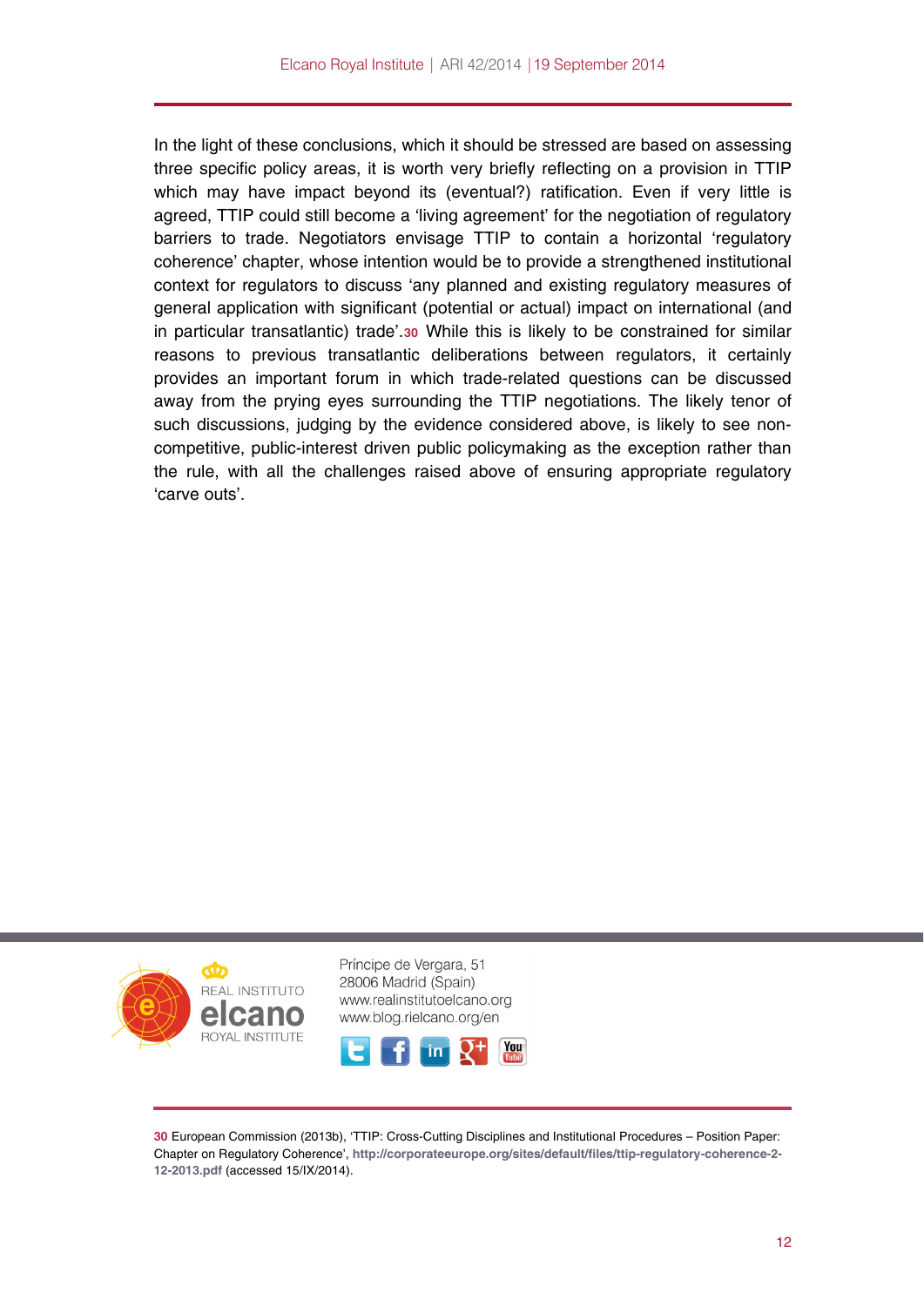In the light of these conclusions, which it should be stressed are based on assessing three specific policy areas, it is worth very briefly reflecting on a provision in TTIP which may have impact beyond its (eventual?) ratification. Even if very little is agreed, TTIP could still become a 'living agreement' for the negotiation of regulatory barriers to trade. Negotiators envisage TTIP to contain a horizontal 'regulatory coherence' chapter, whose intention would be to provide a strengthened institutional context for regulators to discuss 'any planned and existing regulatory measures of general application with significant (potential or actual) impact on international (and in particular transatlantic) trade'.[30] While this is likely to be constrained for similar reasons to previous transatlantic deliberations between regulators, it certainly provides an important forum in which trade-related questions can be discussed away from the prying eyes surrounding the TTIP negotiations. The likely tenor of such discussions, judging by the evidence considered above, is likely to see non-competitive, public-interest driven public policymaking as the exception rather than the rule, with all the challenges raised above of ensuring appropriate regulatory 'carve outs'.

REAL INSTITUTO elcano ROYAL INSTITUTE

Príncipe de Vergara, 51
28006 Madrid (Spain)
www.realinstitutoelcano.org
www.blog.rielcano.org/en

30 European Commission (2013b), 'TTIP: Cross-Cutting Disciplines and Institutional Procedures – Position Paper: Chapter on Regulatory Coherence', **http://corporateeurope.org/sites/default/files/ttip-regulatory-coherence-2-12-2013.pdf** (accessed 15/IX/2014).